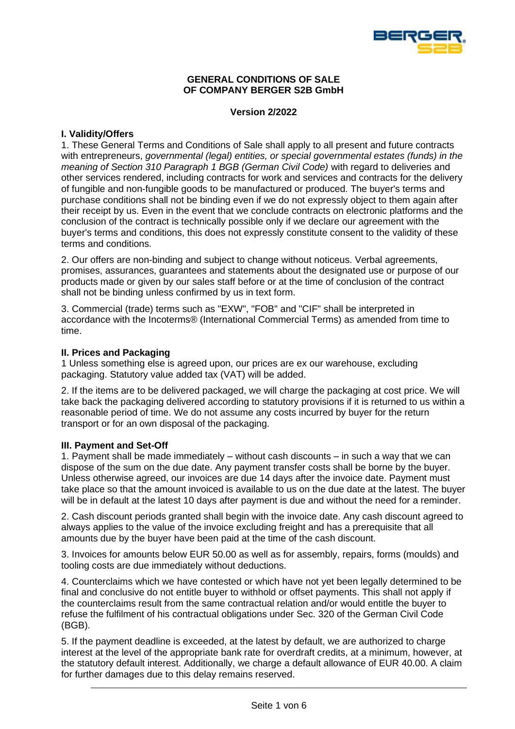**GENERAL CONDITIONS OF SALE**
**OF COMPANY BERGER S2B GmbH**

**Version 2/2022**

### I. Validity/Offers

1. These General Terms and Conditions of Sale shall apply to all present and future contracts with entrepreneurs, *governmental (legal) entities, or special governmental estates (funds) in the meaning of Section 310 Paragraph 1 BGB (German Civil Code)* with regard to deliveries and other services rendered, including contracts for work and services and contracts for the delivery of fungible and non-fungible goods to be manufactured or produced. The buyer's terms and purchase conditions shall not be binding even if we do not expressly object to them again after their receipt by us. Even in the event that we conclude contracts on electronic platforms and the conclusion of the contract is technically possible only if we declare our agreement with the buyer's terms and conditions, this does not expressly constitute consent to the validity of these terms and conditions.

2. Our offers are non-binding and subject to change without noticeus. Verbal agreements, promises, assurances, guarantees and statements about the designated use or purpose of our products made or given by our sales staff before or at the time of conclusion of the contract shall not be binding unless confirmed by us in text form.

3. Commercial (trade) terms such as "EXW", "FOB" and "CIF" shall be interpreted in accordance with the Incoterms® (International Commercial Terms) as amended from time to time.

### II. Prices and Packaging

1 Unless something else is agreed upon, our prices are ex our warehouse, excluding packaging. Statutory value added tax (VAT) will be added.

2. If the items are to be delivered packaged, we will charge the packaging at cost price. We will take back the packaging delivered according to statutory provisions if it is returned to us within a reasonable period of time. We do not assume any costs incurred by buyer for the return transport or for an own disposal of the packaging.

### III. Payment and Set-Off

1. Payment shall be made immediately – without cash discounts – in such a way that we can dispose of the sum on the due date. Any payment transfer costs shall be borne by the buyer. Unless otherwise agreed, our invoices are due 14 days after the invoice date. Payment must take place so that the amount invoiced is available to us on the due date at the latest. The buyer will be in default at the latest 10 days after payment is due and without the need for a reminder.

2. Cash discount periods granted shall begin with the invoice date. Any cash discount agreed to always applies to the value of the invoice excluding freight and has a prerequisite that all amounts due by the buyer have been paid at the time of the cash discount.

3. Invoices for amounts below EUR 50.00 as well as for assembly, repairs, forms (moulds) and tooling costs are due immediately without deductions.

4. Counterclaims which we have contested or which have not yet been legally determined to be final and conclusive do not entitle buyer to withhold or offset payments. This shall not apply if the counterclaims result from the same contractual relation and/or would entitle the buyer to refuse the fulfilment of his contractual obligations under Sec. 320 of the German Civil Code (BGB).

5. If the payment deadline is exceeded, at the latest by default, we are authorized to charge interest at the level of the appropriate bank rate for overdraft credits, at a minimum, however, at the statutory default interest. Additionally, we charge a default allowance of EUR 40.00. A claim for further damages due to this delay remains reserved.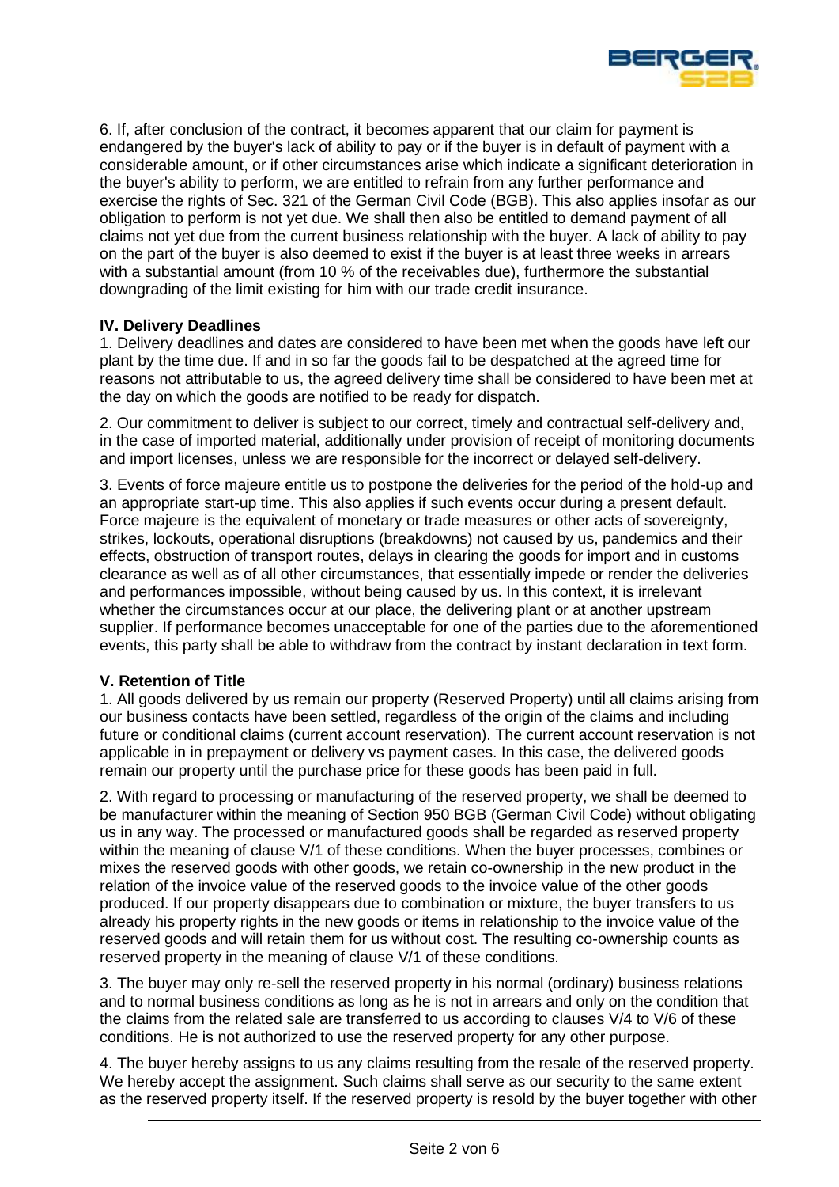6. If, after conclusion of the contract, it becomes apparent that our claim for payment is endangered by the buyer's lack of ability to pay or if the buyer is in default of payment with a considerable amount, or if other circumstances arise which indicate a significant deterioration in the buyer's ability to perform, we are entitled to refrain from any further performance and exercise the rights of Sec. 321 of the German Civil Code (BGB). This also applies insofar as our obligation to perform is not yet due. We shall then also be entitled to demand payment of all claims not yet due from the current business relationship with the buyer. A lack of ability to pay on the part of the buyer is also deemed to exist if the buyer is at least three weeks in arrears with a substantial amount (from 10 % of the receivables due), furthermore the substantial downgrading of the limit existing for him with our trade credit insurance.

**IV. Delivery Deadlines**

1. Delivery deadlines and dates are considered to have been met when the goods have left our plant by the time due. If and in so far the goods fail to be despatched at the agreed time for reasons not attributable to us, the agreed delivery time shall be considered to have been met at the day on which the goods are notified to be ready for dispatch.

2. Our commitment to deliver is subject to our correct, timely and contractual self-delivery and, in the case of imported material, additionally under provision of receipt of monitoring documents and import licenses, unless we are responsible for the incorrect or delayed self-delivery.

3. Events of force majeure entitle us to postpone the deliveries for the period of the hold-up and an appropriate start-up time. This also applies if such events occur during a present default. Force majeure is the equivalent of monetary or trade measures or other acts of sovereignty, strikes, lockouts, operational disruptions (breakdowns) not caused by us, pandemics and their effects, obstruction of transport routes, delays in clearing the goods for import and in customs clearance as well as of all other circumstances, that essentially impede or render the deliveries and performances impossible, without being caused by us. In this context, it is irrelevant whether the circumstances occur at our place, the delivering plant or at another upstream supplier. If performance becomes unacceptable for one of the parties due to the aforementioned events, this party shall be able to withdraw from the contract by instant declaration in text form.

**V. Retention of Title**

1. All goods delivered by us remain our property (Reserved Property) until all claims arising from our business contacts have been settled, regardless of the origin of the claims and including future or conditional claims (current account reservation). The current account reservation is not applicable in in prepayment or delivery vs payment cases. In this case, the delivered goods remain our property until the purchase price for these goods has been paid in full.

2. With regard to processing or manufacturing of the reserved property, we shall be deemed to be manufacturer within the meaning of Section 950 BGB (German Civil Code) without obligating us in any way. The processed or manufactured goods shall be regarded as reserved property within the meaning of clause V/1 of these conditions. When the buyer processes, combines or mixes the reserved goods with other goods, we retain co-ownership in the new product in the relation of the invoice value of the reserved goods to the invoice value of the other goods produced. If our property disappears due to combination or mixture, the buyer transfers to us already his property rights in the new goods or items in relationship to the invoice value of the reserved goods and will retain them for us without cost. The resulting co-ownership counts as reserved property in the meaning of clause V/1 of these conditions.

3. The buyer may only re-sell the reserved property in his normal (ordinary) business relations and to normal business conditions as long as he is not in arrears and only on the condition that the claims from the related sale are transferred to us according to clauses V/4 to V/6 of these conditions. He is not authorized to use the reserved property for any other purpose.

4. The buyer hereby assigns to us any claims resulting from the resale of the reserved property. We hereby accept the assignment. Such claims shall serve as our security to the same extent as the reserved property itself. If the reserved property is resold by the buyer together with other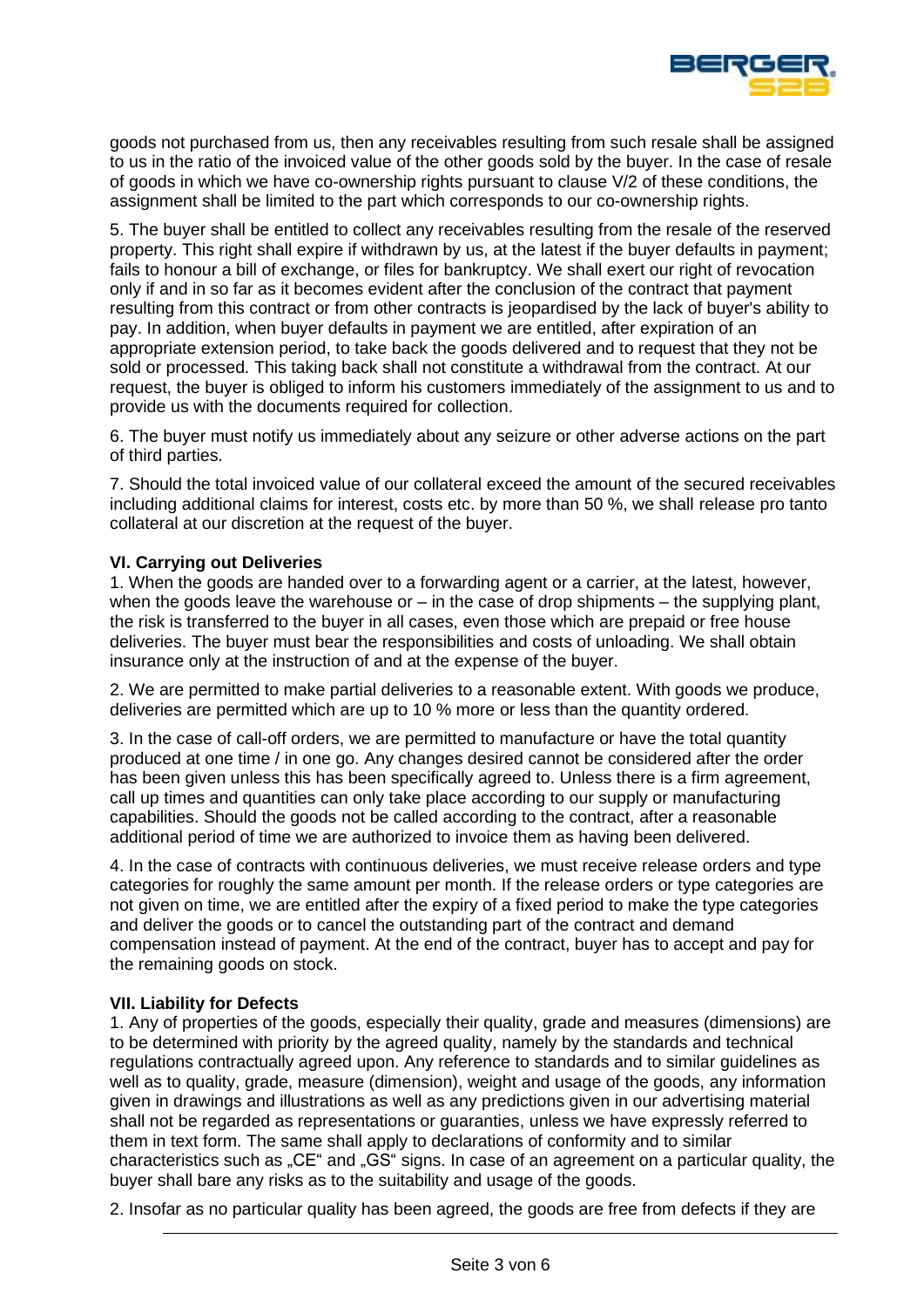goods not purchased from us, then any receivables resulting from such resale shall be assigned to us in the ratio of the invoiced value of the other goods sold by the buyer. In the case of resale of goods in which we have co-ownership rights pursuant to clause V/2 of these conditions, the assignment shall be limited to the part which corresponds to our co-ownership rights.

5. The buyer shall be entitled to collect any receivables resulting from the resale of the reserved property. This right shall expire if withdrawn by us, at the latest if the buyer defaults in payment; fails to honour a bill of exchange, or files for bankruptcy. We shall exert our right of revocation only if and in so far as it becomes evident after the conclusion of the contract that payment resulting from this contract or from other contracts is jeopardised by the lack of buyer's ability to pay. In addition, when buyer defaults in payment we are entitled, after expiration of an appropriate extension period, to take back the goods delivered and to request that they not be sold or processed. This taking back shall not constitute a withdrawal from the contract. At our request, the buyer is obliged to inform his customers immediately of the assignment to us and to provide us with the documents required for collection.

6. The buyer must notify us immediately about any seizure or other adverse actions on the part of third parties.

7. Should the total invoiced value of our collateral exceed the amount of the secured receivables including additional claims for interest, costs etc. by more than 50 %, we shall release pro tanto collateral at our discretion at the request of the buyer.

**VI. Carrying out Deliveries**

1. When the goods are handed over to a forwarding agent or a carrier, at the latest, however, when the goods leave the warehouse or – in the case of drop shipments – the supplying plant, the risk is transferred to the buyer in all cases, even those which are prepaid or free house deliveries. The buyer must bear the responsibilities and costs of unloading. We shall obtain insurance only at the instruction of and at the expense of the buyer.

2. We are permitted to make partial deliveries to a reasonable extent. With goods we produce, deliveries are permitted which are up to 10 % more or less than the quantity ordered.

3. In the case of call-off orders, we are permitted to manufacture or have the total quantity produced at one time / in one go. Any changes desired cannot be considered after the order has been given unless this has been specifically agreed to. Unless there is a firm agreement, call up times and quantities can only take place according to our supply or manufacturing capabilities. Should the goods not be called according to the contract, after a reasonable additional period of time we are authorized to invoice them as having been delivered.

4. In the case of contracts with continuous deliveries, we must receive release orders and type categories for roughly the same amount per month. If the release orders or type categories are not given on time, we are entitled after the expiry of a fixed period to make the type categories and deliver the goods or to cancel the outstanding part of the contract and demand compensation instead of payment. At the end of the contract, buyer has to accept and pay for the remaining goods on stock.

**VII. Liability for Defects**

1. Any of properties of the goods, especially their quality, grade and measures (dimensions) are to be determined with priority by the agreed quality, namely by the standards and technical regulations contractually agreed upon. Any reference to standards and to similar guidelines as well as to quality, grade, measure (dimension), weight and usage of the goods, any information given in drawings and illustrations as well as any predictions given in our advertising material shall not be regarded as representations or guaranties, unless we have expressly referred to them in text form. The same shall apply to declarations of conformity and to similar characteristics such as „CE" and „GS" signs. In case of an agreement on a particular quality, the buyer shall bare any risks as to the suitability and usage of the goods.

2. Insofar as no particular quality has been agreed, the goods are free from defects if they are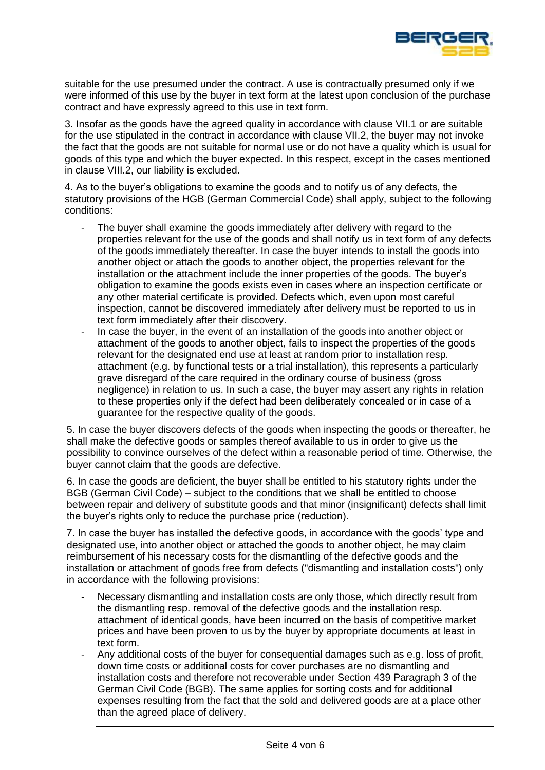suitable for the use presumed under the contract. A use is contractually presumed only if we were informed of this use by the buyer in text form at the latest upon conclusion of the purchase contract and have expressly agreed to this use in text form.

3. Insofar as the goods have the agreed quality in accordance with clause VII.1 or are suitable for the use stipulated in the contract in accordance with clause VII.2, the buyer may not invoke the fact that the goods are not suitable for normal use or do not have a quality which is usual for goods of this type and which the buyer expected. In this respect, except in the cases mentioned in clause VIII.2, our liability is excluded.

4. As to the buyer's obligations to examine the goods and to notify us of any defects, the statutory provisions of the HGB (German Commercial Code) shall apply, subject to the following conditions:

- The buyer shall examine the goods immediately after delivery with regard to the properties relevant for the use of the goods and shall notify us in text form of any defects of the goods immediately thereafter. In case the buyer intends to install the goods into another object or attach the goods to another object, the properties relevant for the installation or the attachment include the inner properties of the goods. The buyer's obligation to examine the goods exists even in cases where an inspection certificate or any other material certificate is provided. Defects which, even upon most careful inspection, cannot be discovered immediately after delivery must be reported to us in text form immediately after their discovery.
- In case the buyer, in the event of an installation of the goods into another object or attachment of the goods to another object, fails to inspect the properties of the goods relevant for the designated end use at least at random prior to installation resp. attachment (e.g. by functional tests or a trial installation), this represents a particularly grave disregard of the care required in the ordinary course of business (gross negligence) in relation to us. In such a case, the buyer may assert any rights in relation to these properties only if the defect had been deliberately concealed or in case of a guarantee for the respective quality of the goods.

5. In case the buyer discovers defects of the goods when inspecting the goods or thereafter, he shall make the defective goods or samples thereof available to us in order to give us the possibility to convince ourselves of the defect within a reasonable period of time. Otherwise, the buyer cannot claim that the goods are defective.

6. In case the goods are deficient, the buyer shall be entitled to his statutory rights under the BGB (German Civil Code) – subject to the conditions that we shall be entitled to choose between repair and delivery of substitute goods and that minor (insignificant) defects shall limit the buyer's rights only to reduce the purchase price (reduction).

7. In case the buyer has installed the defective goods, in accordance with the goods' type and designated use, into another object or attached the goods to another object, he may claim reimbursement of his necessary costs for the dismantling of the defective goods and the installation or attachment of goods free from defects ("dismantling and installation costs") only in accordance with the following provisions:

- Necessary dismantling and installation costs are only those, which directly result from the dismantling resp. removal of the defective goods and the installation resp. attachment of identical goods, have been incurred on the basis of competitive market prices and have been proven to us by the buyer by appropriate documents at least in text form.
- Any additional costs of the buyer for consequential damages such as e.g. loss of profit, down time costs or additional costs for cover purchases are no dismantling and installation costs and therefore not recoverable under Section 439 Paragraph 3 of the German Civil Code (BGB). The same applies for sorting costs and for additional expenses resulting from the fact that the sold and delivered goods are at a place other than the agreed place of delivery.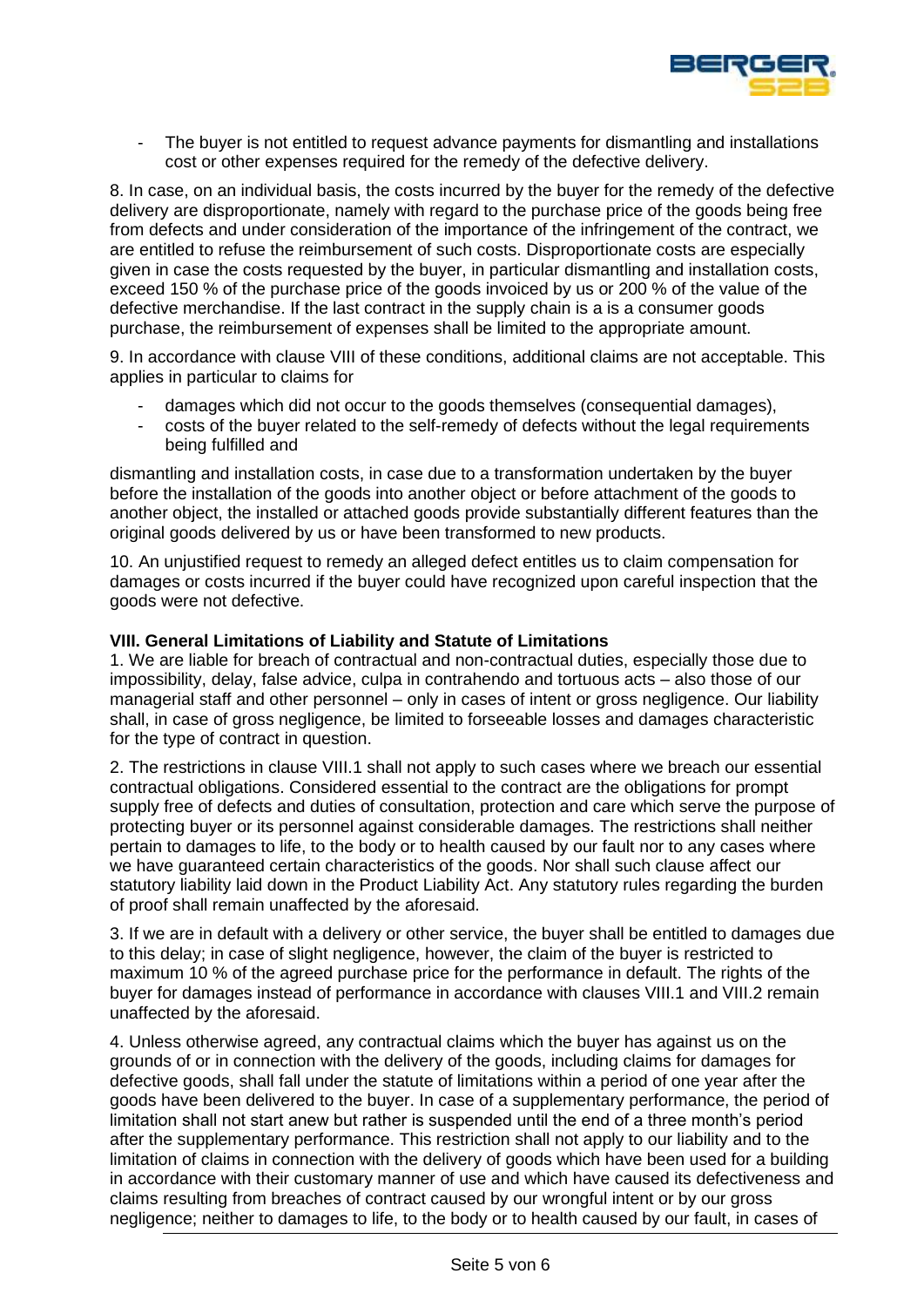- The buyer is not entitled to request advance payments for dismantling and installations cost or other expenses required for the remedy of the defective delivery.

8. In case, on an individual basis, the costs incurred by the buyer for the remedy of the defective delivery are disproportionate, namely with regard to the purchase price of the goods being free from defects and under consideration of the importance of the infringement of the contract, we are entitled to refuse the reimbursement of such costs. Disproportionate costs are especially given in case the costs requested by the buyer, in particular dismantling and installation costs, exceed 150 % of the purchase price of the goods invoiced by us or 200 % of the value of the defective merchandise. If the last contract in the supply chain is a is a consumer goods purchase, the reimbursement of expenses shall be limited to the appropriate amount.

9. In accordance with clause VIII of these conditions, additional claims are not acceptable. This applies in particular to claims for

- damages which did not occur to the goods themselves (consequential damages),
- costs of the buyer related to the self-remedy of defects without the legal requirements being fulfilled and

dismantling and installation costs, in case due to a transformation undertaken by the buyer before the installation of the goods into another object or before attachment of the goods to another object, the installed or attached goods provide substantially different features than the original goods delivered by us or have been transformed to new products.

10. An unjustified request to remedy an alleged defect entitles us to claim compensation for damages or costs incurred if the buyer could have recognized upon careful inspection that the goods were not defective.

**VIII. General Limitations of Liability and Statute of Limitations**

1. We are liable for breach of contractual and non-contractual duties, especially those due to impossibility, delay, false advice, culpa in contrahendo and tortuous acts – also those of our managerial staff and other personnel – only in cases of intent or gross negligence. Our liability shall, in case of gross negligence, be limited to forseeable losses and damages characteristic for the type of contract in question.

2. The restrictions in clause VIII.1 shall not apply to such cases where we breach our essential contractual obligations. Considered essential to the contract are the obligations for prompt supply free of defects and duties of consultation, protection and care which serve the purpose of protecting buyer or its personnel against considerable damages. The restrictions shall neither pertain to damages to life, to the body or to health caused by our fault nor to any cases where we have guaranteed certain characteristics of the goods. Nor shall such clause affect our statutory liability laid down in the Product Liability Act. Any statutory rules regarding the burden of proof shall remain unaffected by the aforesaid.

3. If we are in default with a delivery or other service, the buyer shall be entitled to damages due to this delay; in case of slight negligence, however, the claim of the buyer is restricted to maximum 10 % of the agreed purchase price for the performance in default. The rights of the buyer for damages instead of performance in accordance with clauses VIII.1 and VIII.2 remain unaffected by the aforesaid.

4. Unless otherwise agreed, any contractual claims which the buyer has against us on the grounds of or in connection with the delivery of the goods, including claims for damages for defective goods, shall fall under the statute of limitations within a period of one year after the goods have been delivered to the buyer. In case of a supplementary performance, the period of limitation shall not start anew but rather is suspended until the end of a three month's period after the supplementary performance. This restriction shall not apply to our liability and to the limitation of claims in connection with the delivery of goods which have been used for a building in accordance with their customary manner of use and which have caused its defectiveness and claims resulting from breaches of contract caused by our wrongful intent or by our gross negligence; neither to damages to life, to the body or to health caused by our fault, in cases of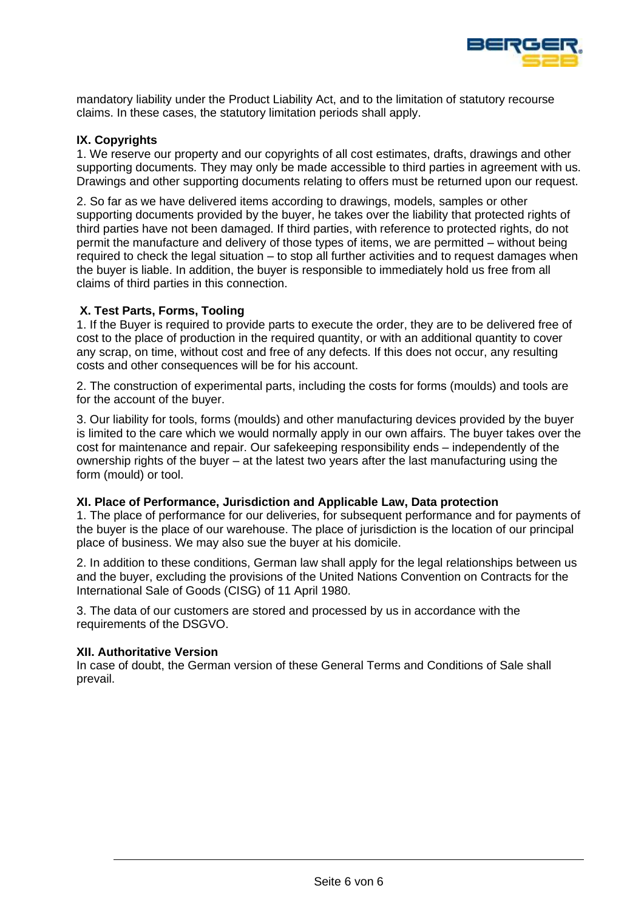mandatory liability under the Product Liability Act, and to the limitation of statutory recourse claims. In these cases, the statutory limitation periods shall apply.

**IX. Copyrights**

1. We reserve our property and our copyrights of all cost estimates, drafts, drawings and other supporting documents. They may only be made accessible to third parties in agreement with us. Drawings and other supporting documents relating to offers must be returned upon our request.

2. So far as we have delivered items according to drawings, models, samples or other supporting documents provided by the buyer, he takes over the liability that protected rights of third parties have not been damaged. If third parties, with reference to protected rights, do not permit the manufacture and delivery of those types of items, we are permitted – without being required to check the legal situation – to stop all further activities and to request damages when the buyer is liable. In addition, the buyer is responsible to immediately hold us free from all claims of third parties in this connection.

**X. Test Parts, Forms, Tooling**

1. If the Buyer is required to provide parts to execute the order, they are to be delivered free of cost to the place of production in the required quantity, or with an additional quantity to cover any scrap, on time, without cost and free of any defects. If this does not occur, any resulting costs and other consequences will be for his account.

2. The construction of experimental parts, including the costs for forms (moulds) and tools are for the account of the buyer.

3. Our liability for tools, forms (moulds) and other manufacturing devices provided by the buyer is limited to the care which we would normally apply in our own affairs. The buyer takes over the cost for maintenance and repair. Our safekeeping responsibility ends – independently of the ownership rights of the buyer – at the latest two years after the last manufacturing using the form (mould) or tool.

**XI. Place of Performance, Jurisdiction and Applicable Law, Data protection**

1. The place of performance for our deliveries, for subsequent performance and for payments of the buyer is the place of our warehouse. The place of jurisdiction is the location of our principal place of business. We may also sue the buyer at his domicile.

2. In addition to these conditions, German law shall apply for the legal relationships between us and the buyer, excluding the provisions of the United Nations Convention on Contracts for the International Sale of Goods (CISG) of 11 April 1980.

3. The data of our customers are stored and processed by us in accordance with the requirements of the DSGVO.

**XII. Authoritative Version**

In case of doubt, the German version of these General Terms and Conditions of Sale shall prevail.